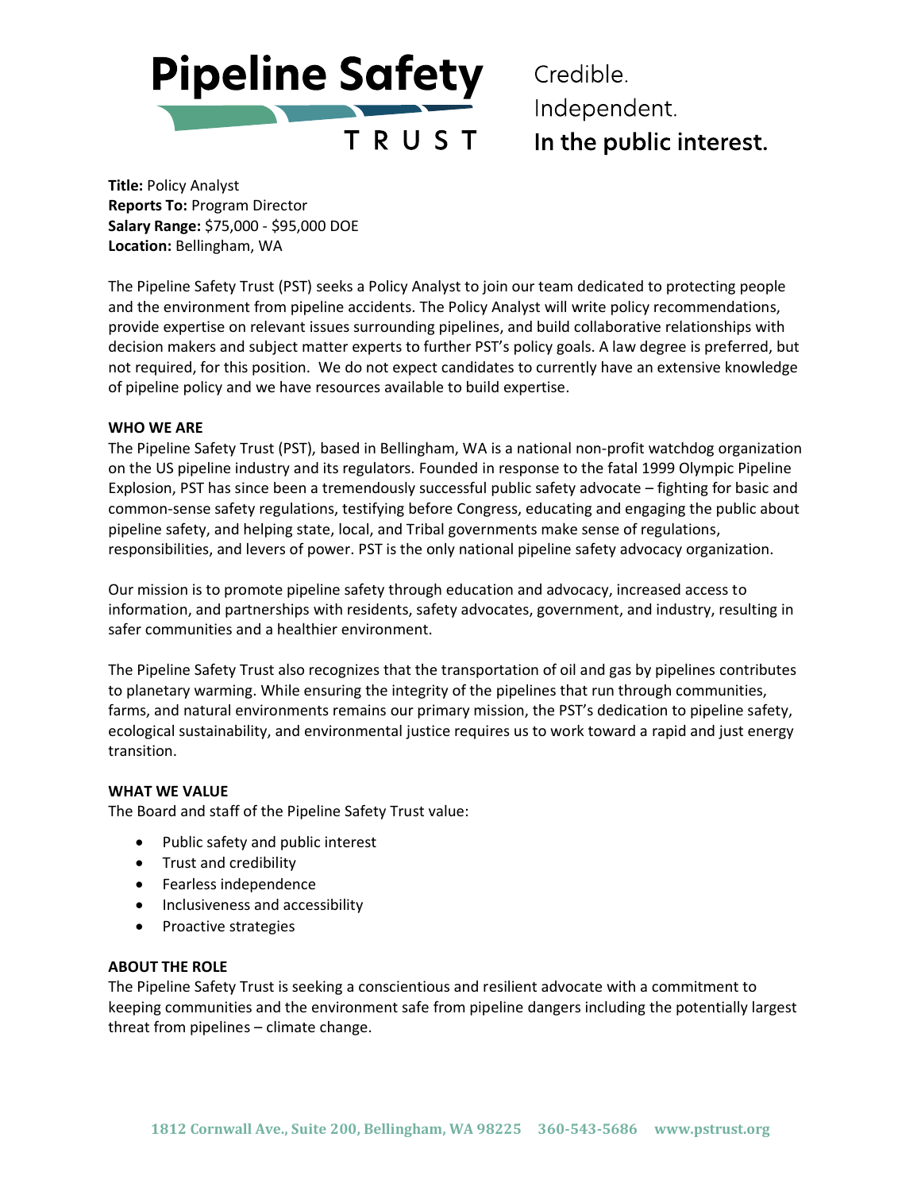# Pipeline Safety TRUST

Credible.
Independent.
**In the public interest.**

**Title:** Policy Analyst
**Reports To:** Program Director
**Salary Range:** $75,000 - $95,000 DOE
**Location:** Bellingham, WA

The Pipeline Safety Trust (PST) seeks a Policy Analyst to join our team dedicated to protecting people and the environment from pipeline accidents. The Policy Analyst will write policy recommendations, provide expertise on relevant issues surrounding pipelines, and build collaborative relationships with decision makers and subject matter experts to further PST's policy goals. A law degree is preferred, but not required, for this position. We do not expect candidates to currently have an extensive knowledge of pipeline policy and we have resources available to build expertise.

## WHO WE ARE

The Pipeline Safety Trust (PST), based in Bellingham, WA is a national non-profit watchdog organization on the US pipeline industry and its regulators. Founded in response to the fatal 1999 Olympic Pipeline Explosion, PST has since been a tremendously successful public safety advocate – fighting for basic and common-sense safety regulations, testifying before Congress, educating and engaging the public about pipeline safety, and helping state, local, and Tribal governments make sense of regulations, responsibilities, and levers of power. PST is the only national pipeline safety advocacy organization.

Our mission is to promote pipeline safety through education and advocacy, increased access to information, and partnerships with residents, safety advocates, government, and industry, resulting in safer communities and a healthier environment.

The Pipeline Safety Trust also recognizes that the transportation of oil and gas by pipelines contributes to planetary warming. While ensuring the integrity of the pipelines that run through communities, farms, and natural environments remains our primary mission, the PST's dedication to pipeline safety, ecological sustainability, and environmental justice requires us to work toward a rapid and just energy transition.

## WHAT WE VALUE

The Board and staff of the Pipeline Safety Trust value:

- Public safety and public interest
- Trust and credibility
- Fearless independence
- Inclusiveness and accessibility
- Proactive strategies

## ABOUT THE ROLE

The Pipeline Safety Trust is seeking a conscientious and resilient advocate with a commitment to keeping communities and the environment safe from pipeline dangers including the potentially largest threat from pipelines – climate change.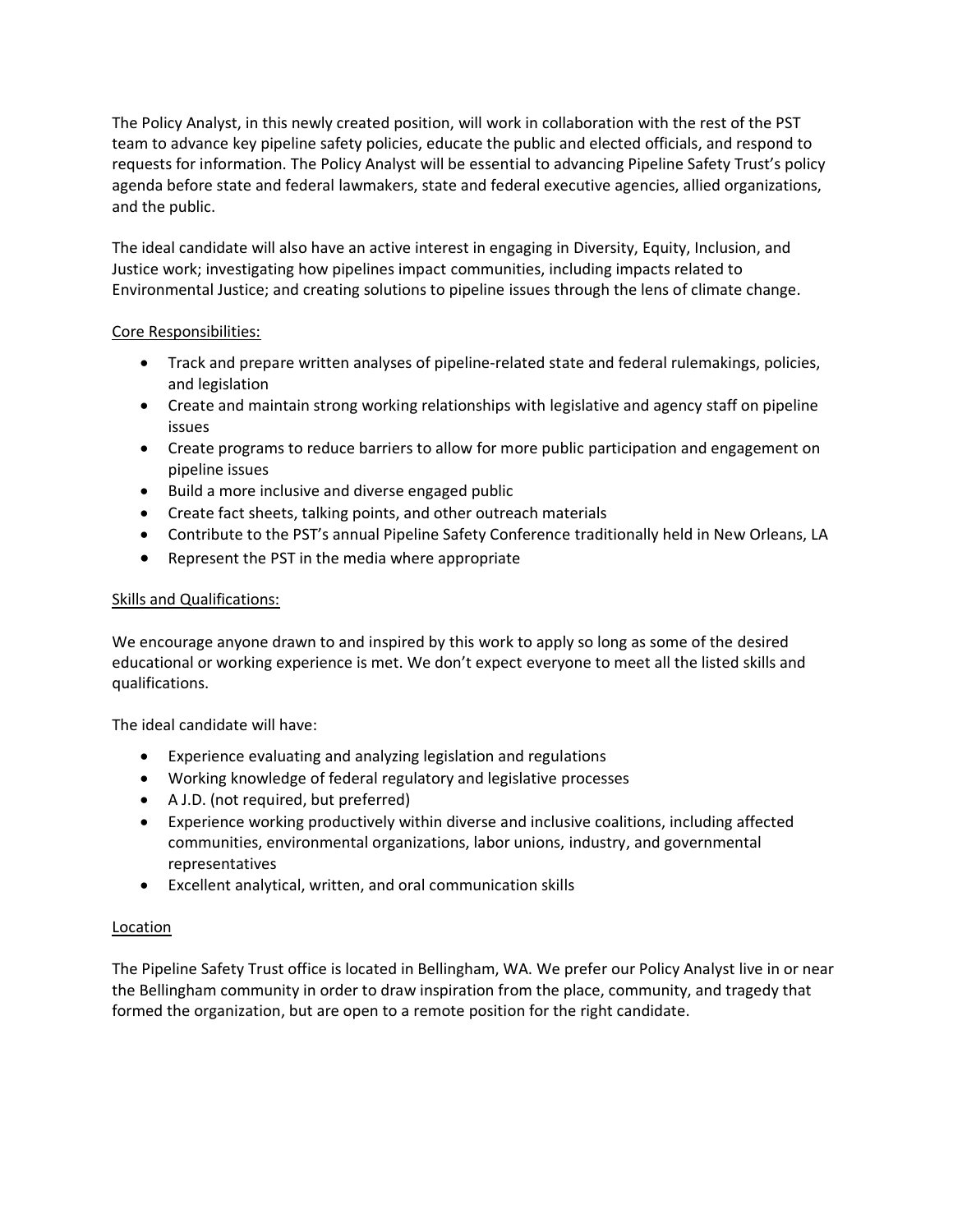The Policy Analyst, in this newly created position, will work in collaboration with the rest of the PST team to advance key pipeline safety policies, educate the public and elected officials, and respond to requests for information. The Policy Analyst will be essential to advancing Pipeline Safety Trust's policy agenda before state and federal lawmakers, state and federal executive agencies, allied organizations, and the public.

The ideal candidate will also have an active interest in engaging in Diversity, Equity, Inclusion, and Justice work; investigating how pipelines impact communities, including impacts related to Environmental Justice; and creating solutions to pipeline issues through the lens of climate change.

Core Responsibilities:

- Track and prepare written analyses of pipeline-related state and federal rulemakings, policies, and legislation
- Create and maintain strong working relationships with legislative and agency staff on pipeline issues
- Create programs to reduce barriers to allow for more public participation and engagement on pipeline issues
- Build a more inclusive and diverse engaged public
- Create fact sheets, talking points, and other outreach materials
- Contribute to the PST's annual Pipeline Safety Conference traditionally held in New Orleans, LA
- Represent the PST in the media where appropriate

Skills and Qualifications:

We encourage anyone drawn to and inspired by this work to apply so long as some of the desired educational or working experience is met. We don't expect everyone to meet all the listed skills and qualifications.

The ideal candidate will have:

- Experience evaluating and analyzing legislation and regulations
- Working knowledge of federal regulatory and legislative processes
- A J.D. (not required, but preferred)
- Experience working productively within diverse and inclusive coalitions, including affected communities, environmental organizations, labor unions, industry, and governmental representatives
- Excellent analytical, written, and oral communication skills

Location

The Pipeline Safety Trust office is located in Bellingham, WA. We prefer our Policy Analyst live in or near the Bellingham community in order to draw inspiration from the place, community, and tragedy that formed the organization, but are open to a remote position for the right candidate.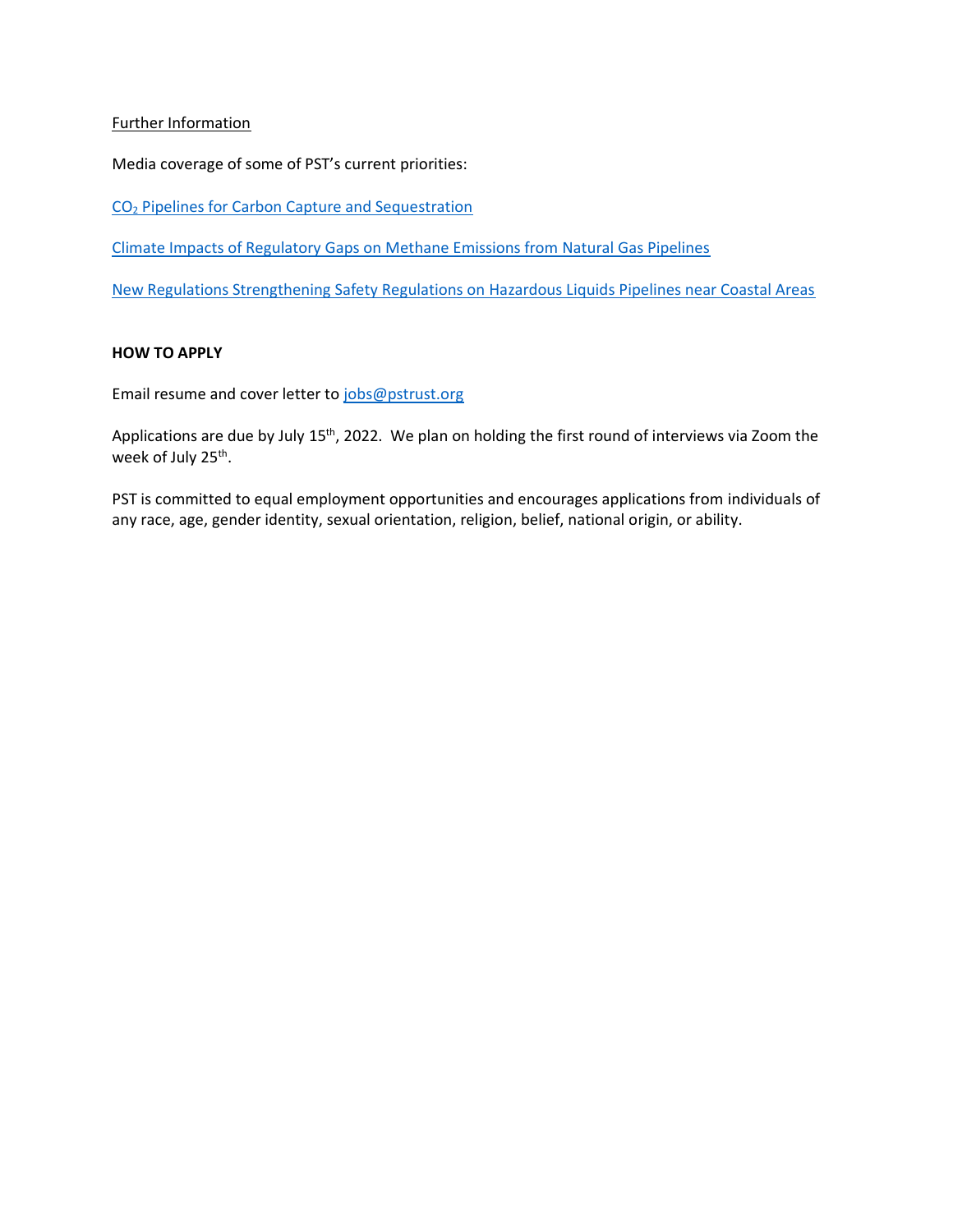Further Information

Media coverage of some of PST's current priorities:

$CO_2$ Pipelines for Carbon Capture and Sequestration

Climate Impacts of Regulatory Gaps on Methane Emissions from Natural Gas Pipelines

New Regulations Strengthening Safety Regulations on Hazardous Liquids Pipelines near Coastal Areas

**HOW TO APPLY**

Email resume and cover letter to jobs@pstrust.org

Applications are due by July 15th, 2022. We plan on holding the first round of interviews via Zoom the week of July 25th.

PST is committed to equal employment opportunities and encourages applications from individuals of any race, age, gender identity, sexual orientation, religion, belief, national origin, or ability.